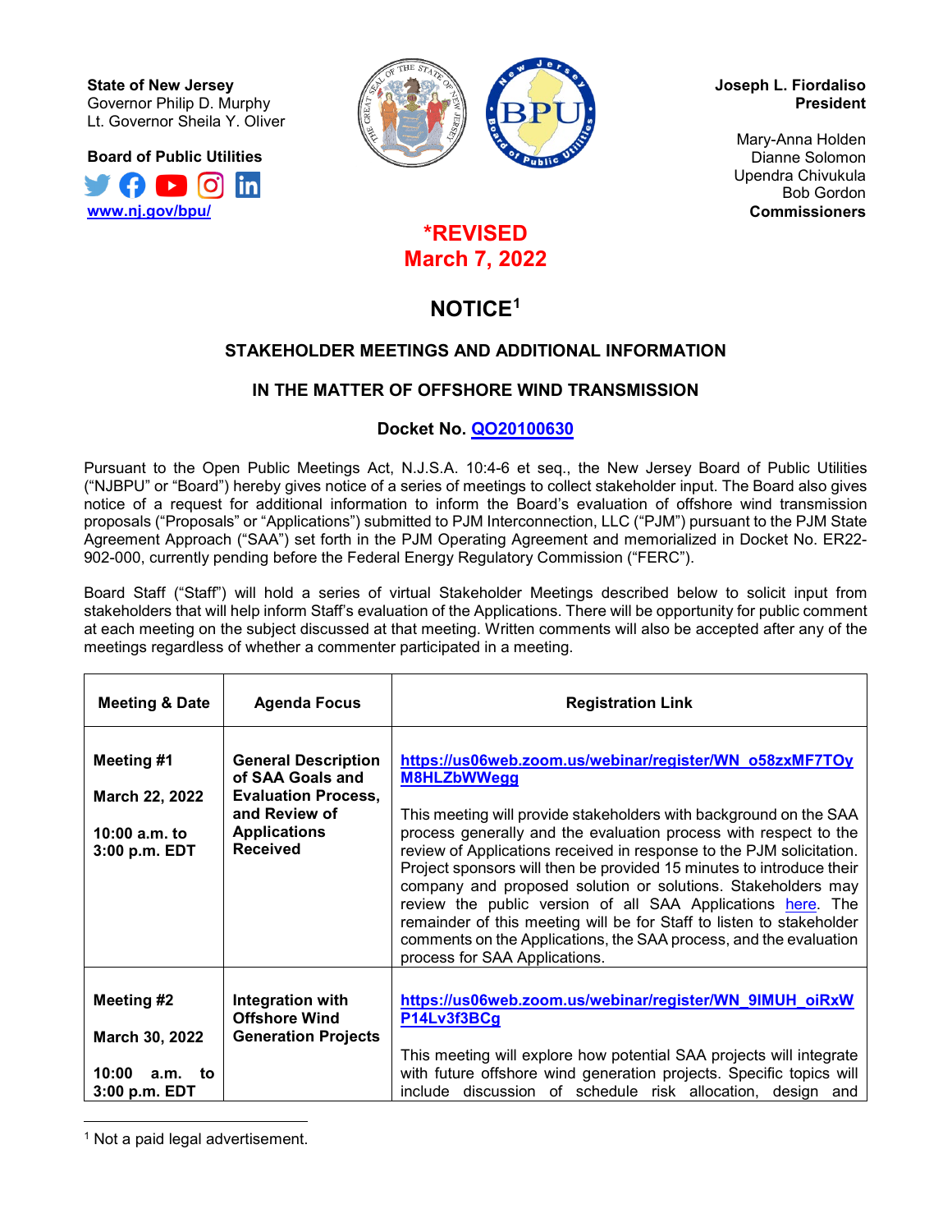**State of New Jersey**
Governor Philip D. Murphy
Lt. Governor Sheila Y. Oliver

**Board of Public Utilities**
[www.nj.gov/bpu/](http://www.nj.gov/bpu/)

**Joseph L. Fiordaliso**
**President**

Mary-Anna Holden
Dianne Solomon
Upendra Chivukula
Bob Gordon
**Commissioners**

**\*REVISED**
**March 7, 2022**

# NOTICE[1]

## STAKEHOLDER MEETINGS AND ADDITIONAL INFORMATION

## IN THE MATTER OF OFFSHORE WIND TRANSMISSION

**Docket No. QO20100630**

Pursuant to the Open Public Meetings Act, N.J.S.A. 10:4-6 et seq., the New Jersey Board of Public Utilities ("NJBPU" or "Board") hereby gives notice of a series of meetings to collect stakeholder input. The Board also gives notice of a request for additional information to inform the Board's evaluation of offshore wind transmission proposals ("Proposals" or "Applications") submitted to PJM Interconnection, LLC ("PJM") pursuant to the PJM State Agreement Approach ("SAA") set forth in the PJM Operating Agreement and memorialized in Docket No. ER22-902-000, currently pending before the Federal Energy Regulatory Commission ("FERC").

Board Staff ("Staff") will hold a series of virtual Stakeholder Meetings described below to solicit input from stakeholders that will help inform Staff's evaluation of the Applications. There will be opportunity for public comment at each meeting on the subject discussed at that meeting. Written comments will also be accepted after any of the meetings regardless of whether a commenter participated in a meeting.

| Meeting & Date | Agenda Focus | Registration Link |
|---|---|---|
| **Meeting #1**<br><br>**March 22, 2022**<br><br>**10:00 a.m. to 3:00 p.m. EDT** | **General Description of SAA Goals and Evaluation Process, and Review of Applications Received** | **https://us06web.zoom.us/webinar/register/WN_o58zxMF7TOyM8HLZbWWegg**<br><br>This meeting will provide stakeholders with background on the SAA process generally and the evaluation process with respect to the review of Applications received in response to the PJM solicitation. Project sponsors will then be provided 15 minutes to introduce their company and proposed solution or solutions. Stakeholders may review the public version of all SAA Applications here. The remainder of this meeting will be for Staff to listen to stakeholder comments on the Applications, the SAA process, and the evaluation process for SAA Applications. |
| **Meeting #2**<br><br>**March 30, 2022**<br><br>**10:00 a.m. to 3:00 p.m. EDT** | **Integration with Offshore Wind Generation Projects** | **https://us06web.zoom.us/webinar/register/WN_9IMUH_oiRxWP14Lv3f3BCg**<br><br>This meeting will explore how potential SAA projects will integrate with future offshore wind generation projects. Specific topics will include discussion of schedule risk allocation, design and |

[1] Not a paid legal advertisement.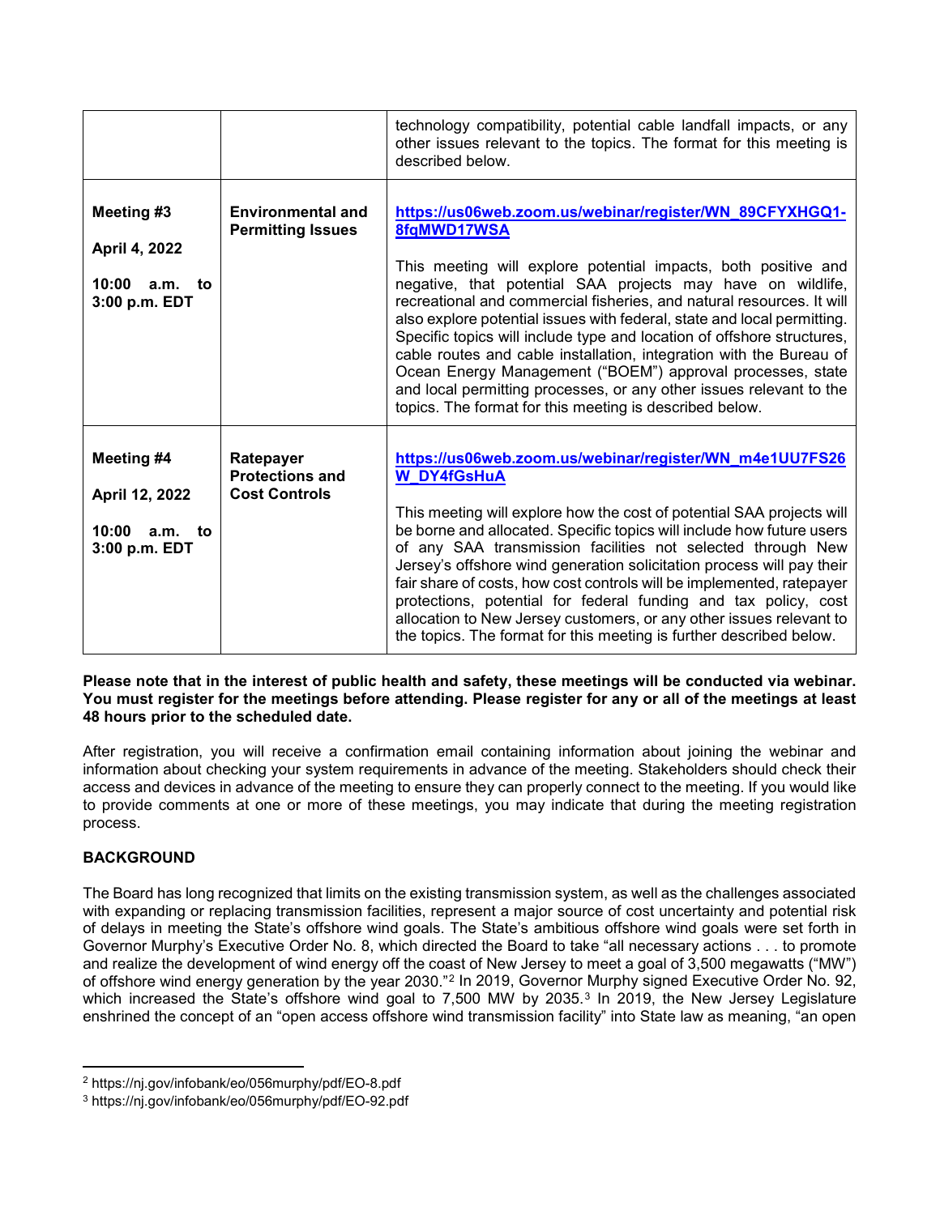| | | |
|---|---|---|
| | | technology compatibility, potential cable landfall impacts, or any other issues relevant to the topics. The format for this meeting is described below. |
| **Meeting #3**<br><br>**April 4, 2022**<br><br>**10:00 a.m. to 3:00 p.m. EDT** | **Environmental and Permitting Issues** | **https://us06web.zoom.us/webinar/register/WN_89CFYXHGQ1-8fqMWD17WSA**<br><br>This meeting will explore potential impacts, both positive and negative, that potential SAA projects may have on wildlife, recreational and commercial fisheries, and natural resources. It will also explore potential issues with federal, state and local permitting. Specific topics will include type and location of offshore structures, cable routes and cable installation, integration with the Bureau of Ocean Energy Management ("BOEM") approval processes, state and local permitting processes, or any other issues relevant to the topics. The format for this meeting is described below. |
| **Meeting #4**<br><br>**April 12, 2022**<br><br>**10:00 a.m. to 3:00 p.m. EDT** | **Ratepayer Protections and Cost Controls** | **https://us06web.zoom.us/webinar/register/WN_m4e1UU7FS26W_DY4fGsHuA**<br><br>This meeting will explore how the cost of potential SAA projects will be borne and allocated. Specific topics will include how future users of any SAA transmission facilities not selected through New Jersey's offshore wind generation solicitation process will pay their fair share of costs, how cost controls will be implemented, ratepayer protections, potential for federal funding and tax policy, cost allocation to New Jersey customers, or any other issues relevant to the topics. The format for this meeting is further described below. |

**Please note that in the interest of public health and safety, these meetings will be conducted via webinar. You must register for the meetings before attending. Please register for any or all of the meetings at least 48 hours prior to the scheduled date.**

After registration, you will receive a confirmation email containing information about joining the webinar and information about checking your system requirements in advance of the meeting. Stakeholders should check their access and devices in advance of the meeting to ensure they can properly connect to the meeting. If you would like to provide comments at one or more of these meetings, you may indicate that during the meeting registration process.

**BACKGROUND**

The Board has long recognized that limits on the existing transmission system, as well as the challenges associated with expanding or replacing transmission facilities, represent a major source of cost uncertainty and potential risk of delays in meeting the State's offshore wind goals. The State's ambitious offshore wind goals were set forth in Governor Murphy's Executive Order No. 8, which directed the Board to take "all necessary actions . . . to promote and realize the development of wind energy off the coast of New Jersey to meet a goal of 3,500 megawatts ("MW") of offshore wind energy generation by the year 2030."[2] In 2019, Governor Murphy signed Executive Order No. 92, which increased the State's offshore wind goal to 7,500 MW by 2035.[3] In 2019, the New Jersey Legislature enshrined the concept of an "open access offshore wind transmission facility" into State law as meaning, "an open

[2] https://nj.gov/infobank/eo/056murphy/pdf/EO-8.pdf

[3] https://nj.gov/infobank/eo/056murphy/pdf/EO-92.pdf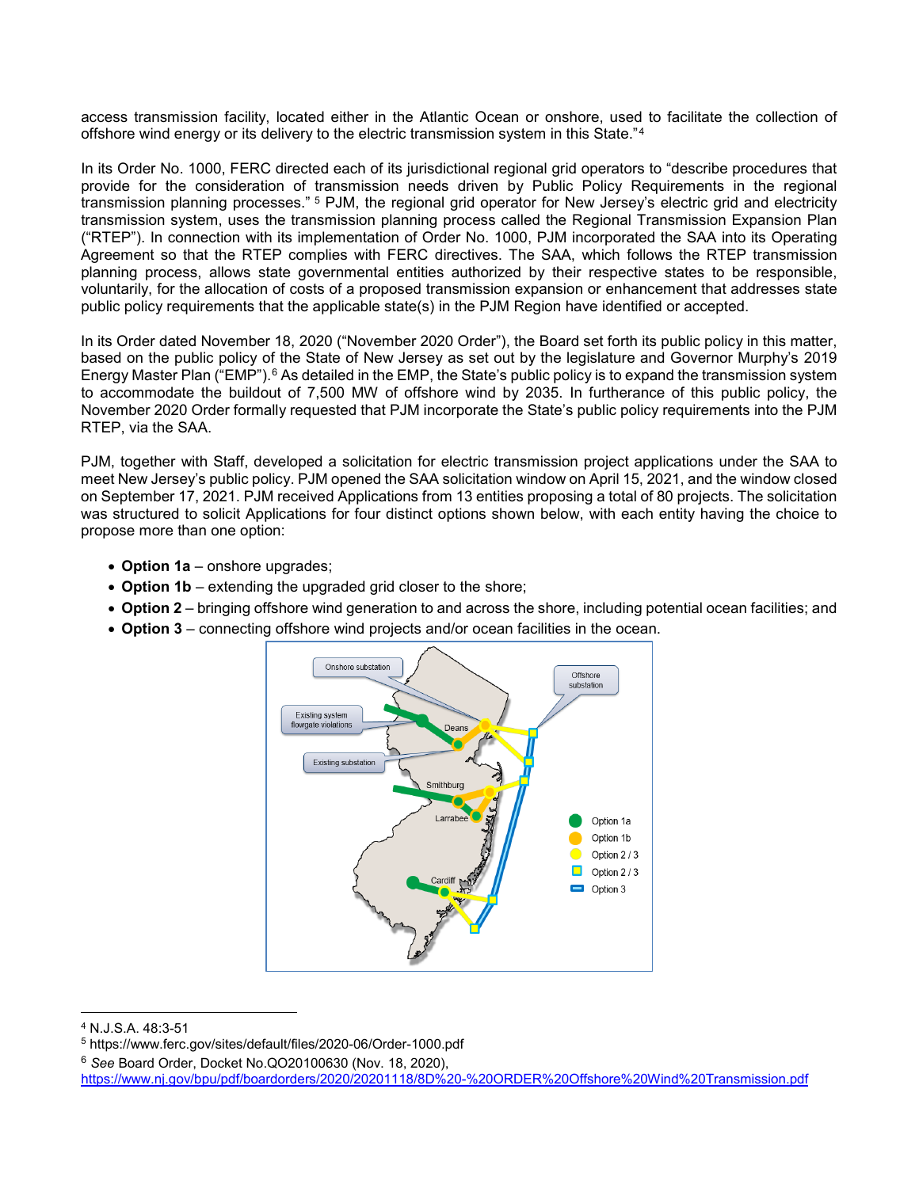access transmission facility, located either in the Atlantic Ocean or onshore, used to facilitate the collection of offshore wind energy or its delivery to the electric transmission system in this State."[4]

In its Order No. 1000, FERC directed each of its jurisdictional regional grid operators to "describe procedures that provide for the consideration of transmission needs driven by Public Policy Requirements in the regional transmission planning processes."[5] PJM, the regional grid operator for New Jersey's electric grid and electricity transmission system, uses the transmission planning process called the Regional Transmission Expansion Plan ("RTEP"). In connection with its implementation of Order No. 1000, PJM incorporated the SAA into its Operating Agreement so that the RTEP complies with FERC directives. The SAA, which follows the RTEP transmission planning process, allows state governmental entities authorized by their respective states to be responsible, voluntarily, for the allocation of costs of a proposed transmission expansion or enhancement that addresses state public policy requirements that the applicable state(s) in the PJM Region have identified or accepted.

In its Order dated November 18, 2020 ("November 2020 Order"), the Board set forth its public policy in this matter, based on the public policy of the State of New Jersey as set out by the legislature and Governor Murphy's 2019 Energy Master Plan ("EMP").[6] As detailed in the EMP, the State's public policy is to expand the transmission system to accommodate the buildout of 7,500 MW of offshore wind by 2035. In furtherance of this public policy, the November 2020 Order formally requested that PJM incorporate the State's public policy requirements into the PJM RTEP, via the SAA.

PJM, together with Staff, developed a solicitation for electric transmission project applications under the SAA to meet New Jersey's public policy. PJM opened the SAA solicitation window on April 15, 2021, and the window closed on September 17, 2021. PJM received Applications from 13 entities proposing a total of 80 projects. The solicitation was structured to solicit Applications for four distinct options shown below, with each entity having the choice to propose more than one option:

- **Option 1a** – onshore upgrades;
- **Option 1b** – extending the upgraded grid closer to the shore;
- **Option 2** – bringing offshore wind generation to and across the shore, including potential ocean facilities; and
- **Option 3** – connecting offshore wind projects and/or ocean facilities in the ocean.

---

[4] N.J.S.A. 48:3-51

[5] https://www.ferc.gov/sites/default/files/2020-06/Order-1000.pdf

[6] *See* Board Order, Docket No.QO20100630 (Nov. 18, 2020), https://www.nj.gov/bpu/pdf/boardorders/2020/20201118/8D%20-%20ORDER%20Offshore%20Wind%20Transmission.pdf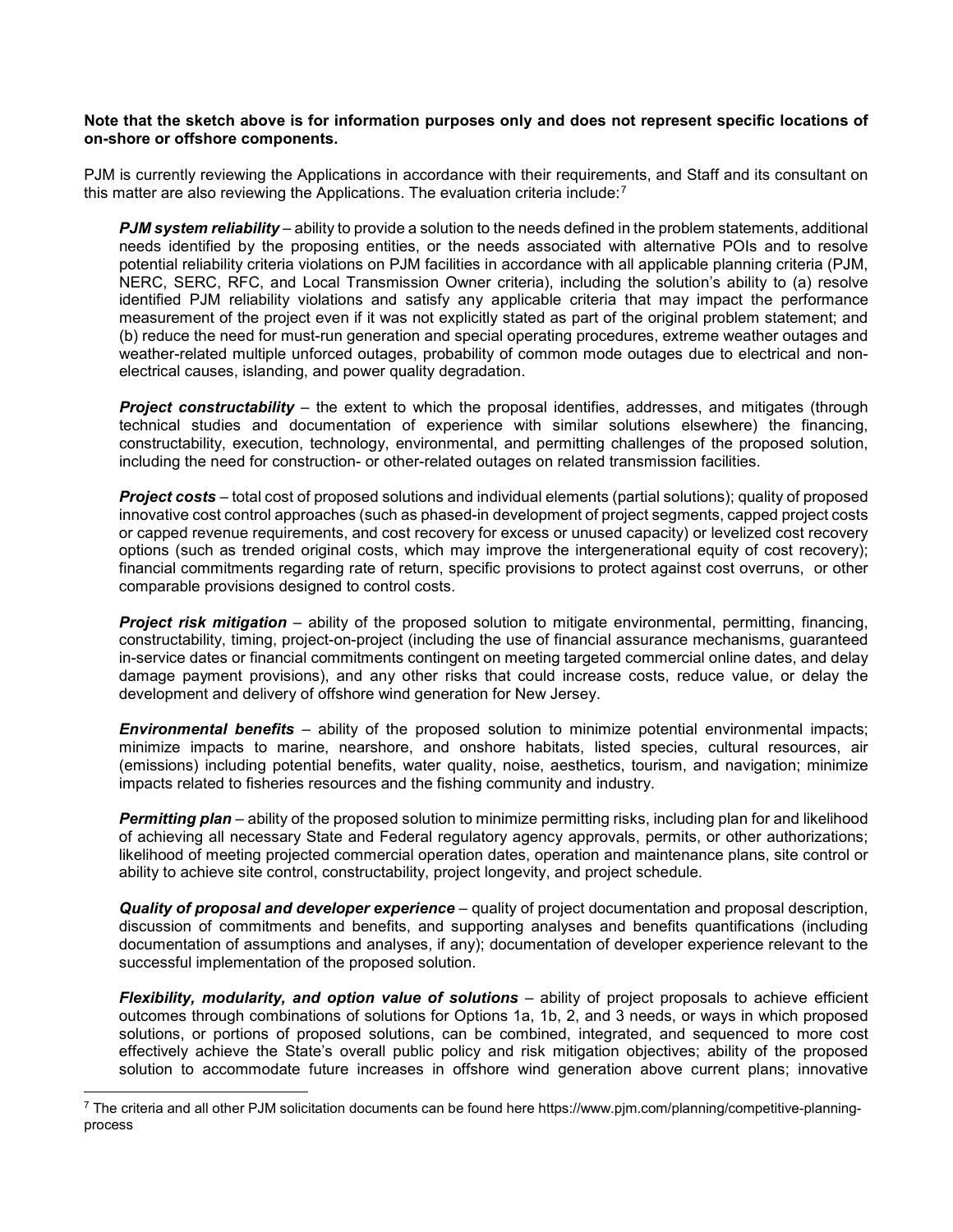**Note that the sketch above is for information purposes only and does not represent specific locations of on-shore or offshore components.**

PJM is currently reviewing the Applications in accordance with their requirements, and Staff and its consultant on this matter are also reviewing the Applications. The evaluation criteria include:[7]

> ***PJM system reliability*** – ability to provide a solution to the needs defined in the problem statements, additional needs identified by the proposing entities, or the needs associated with alternative POIs and to resolve potential reliability criteria violations on PJM facilities in accordance with all applicable planning criteria (PJM, NERC, SERC, RFC, and Local Transmission Owner criteria), including the solution's ability to (a) resolve identified PJM reliability violations and satisfy any applicable criteria that may impact the performance measurement of the project even if it was not explicitly stated as part of the original problem statement; and (b) reduce the need for must-run generation and special operating procedures, extreme weather outages and weather-related multiple unforced outages, probability of common mode outages due to electrical and non-electrical causes, islanding, and power quality degradation.
>
> ***Project constructability*** – the extent to which the proposal identifies, addresses, and mitigates (through technical studies and documentation of experience with similar solutions elsewhere) the financing, constructability, execution, technology, environmental, and permitting challenges of the proposed solution, including the need for construction- or other-related outages on related transmission facilities.
>
> ***Project costs*** – total cost of proposed solutions and individual elements (partial solutions); quality of proposed innovative cost control approaches (such as phased-in development of project segments, capped project costs or capped revenue requirements, and cost recovery for excess or unused capacity) or levelized cost recovery options (such as trended original costs, which may improve the intergenerational equity of cost recovery); financial commitments regarding rate of return, specific provisions to protect against cost overruns, or other comparable provisions designed to control costs.
>
> ***Project risk mitigation*** – ability of the proposed solution to mitigate environmental, permitting, financing, constructability, timing, project-on-project (including the use of financial assurance mechanisms, guaranteed in-service dates or financial commitments contingent on meeting targeted commercial online dates, and delay damage payment provisions), and any other risks that could increase costs, reduce value, or delay the development and delivery of offshore wind generation for New Jersey.
>
> ***Environmental benefits*** – ability of the proposed solution to minimize potential environmental impacts; minimize impacts to marine, nearshore, and onshore habitats, listed species, cultural resources, air (emissions) including potential benefits, water quality, noise, aesthetics, tourism, and navigation; minimize impacts related to fisheries resources and the fishing community and industry.
>
> ***Permitting plan*** – ability of the proposed solution to minimize permitting risks, including plan for and likelihood of achieving all necessary State and Federal regulatory agency approvals, permits, or other authorizations; likelihood of meeting projected commercial operation dates, operation and maintenance plans, site control or ability to achieve site control, constructability, project longevity, and project schedule.
>
> ***Quality of proposal and developer experience*** – quality of project documentation and proposal description, discussion of commitments and benefits, and supporting analyses and benefits quantifications (including documentation of assumptions and analyses, if any); documentation of developer experience relevant to the successful implementation of the proposed solution.
>
> ***Flexibility, modularity, and option value of solutions*** – ability of project proposals to achieve efficient outcomes through combinations of solutions for Options 1a, 1b, 2, and 3 needs, or ways in which proposed solutions, or portions of proposed solutions, can be combined, integrated, and sequenced to more cost effectively achieve the State's overall public policy and risk mitigation objectives; ability of the proposed solution to accommodate future increases in offshore wind generation above current plans; innovative

---

[7] The criteria and all other PJM solicitation documents can be found here https://www.pjm.com/planning/competitive-planning-process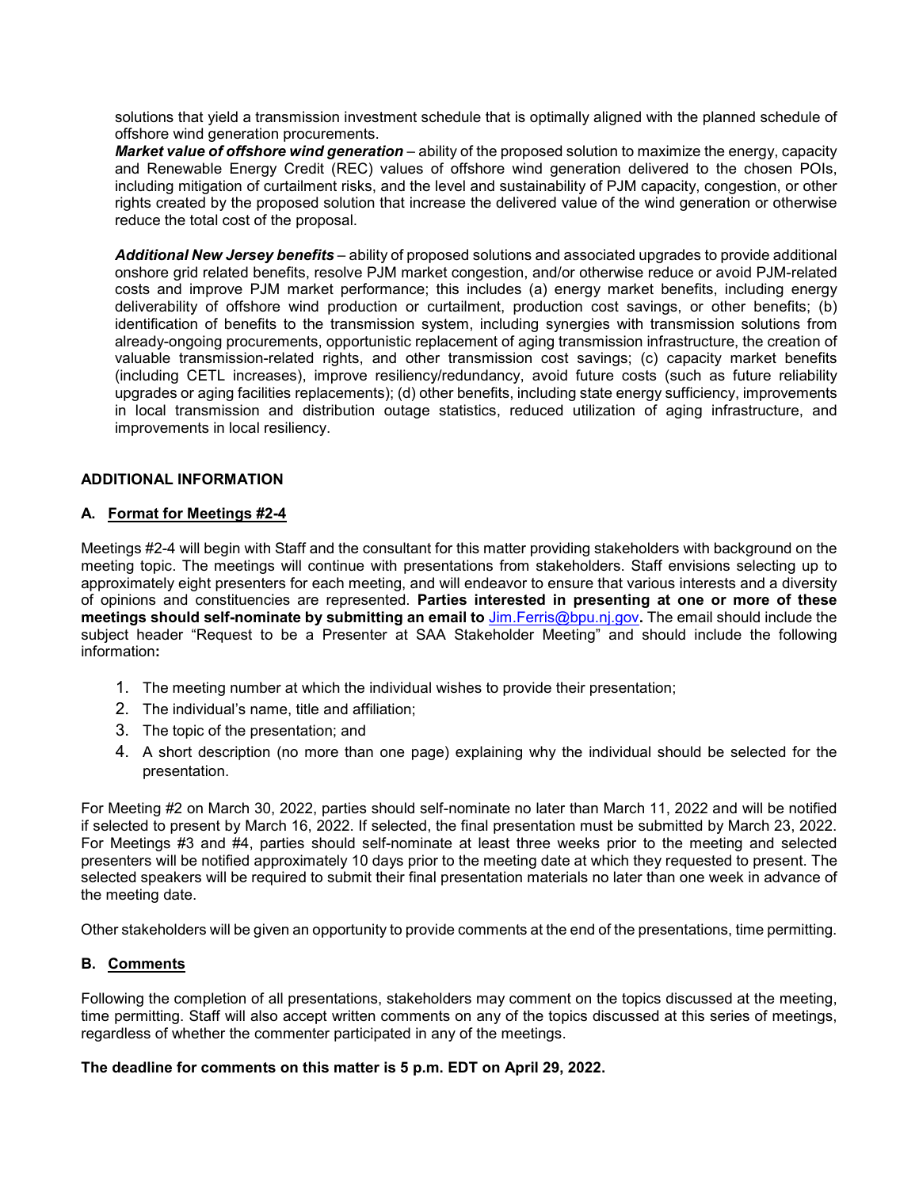solutions that yield a transmission investment schedule that is optimally aligned with the planned schedule of offshore wind generation procurements.

***Market value of offshore wind generation*** – ability of the proposed solution to maximize the energy, capacity and Renewable Energy Credit (REC) values of offshore wind generation delivered to the chosen POIs, including mitigation of curtailment risks, and the level and sustainability of PJM capacity, congestion, or other rights created by the proposed solution that increase the delivered value of the wind generation or otherwise reduce the total cost of the proposal.

***Additional New Jersey benefits*** – ability of proposed solutions and associated upgrades to provide additional onshore grid related benefits, resolve PJM market congestion, and/or otherwise reduce or avoid PJM-related costs and improve PJM market performance; this includes (a) energy market benefits, including energy deliverability of offshore wind production or curtailment, production cost savings, or other benefits; (b) identification of benefits to the transmission system, including synergies with transmission solutions from already-ongoing procurements, opportunistic replacement of aging transmission infrastructure, the creation of valuable transmission-related rights, and other transmission cost savings; (c) capacity market benefits (including CETL increases), improve resiliency/redundancy, avoid future costs (such as future reliability upgrades or aging facilities replacements); (d) other benefits, including state energy sufficiency, improvements in local transmission and distribution outage statistics, reduced utilization of aging infrastructure, and improvements in local resiliency.

## ADDITIONAL INFORMATION

### A. Format for Meetings #2-4

Meetings #2-4 will begin with Staff and the consultant for this matter providing stakeholders with background on the meeting topic. The meetings will continue with presentations from stakeholders. Staff envisions selecting up to approximately eight presenters for each meeting, and will endeavor to ensure that various interests and a diversity of opinions and constituencies are represented. **Parties interested in presenting at one or more of these meetings should self-nominate by submitting an email to** Jim.Ferris@bpu.nj.gov**.** The email should include the subject header "Request to be a Presenter at SAA Stakeholder Meeting" and should include the following information**:**

1. The meeting number at which the individual wishes to provide their presentation;
2. The individual's name, title and affiliation;
3. The topic of the presentation; and
4. A short description (no more than one page) explaining why the individual should be selected for the presentation.

For Meeting #2 on March 30, 2022, parties should self-nominate no later than March 11, 2022 and will be notified if selected to present by March 16, 2022. If selected, the final presentation must be submitted by March 23, 2022. For Meetings #3 and #4, parties should self-nominate at least three weeks prior to the meeting and selected presenters will be notified approximately 10 days prior to the meeting date at which they requested to present. The selected speakers will be required to submit their final presentation materials no later than one week in advance of the meeting date.

Other stakeholders will be given an opportunity to provide comments at the end of the presentations, time permitting.

### B. Comments

Following the completion of all presentations, stakeholders may comment on the topics discussed at the meeting, time permitting. Staff will also accept written comments on any of the topics discussed at this series of meetings, regardless of whether the commenter participated in any of the meetings.

**The deadline for comments on this matter is 5 p.m. EDT on April 29, 2022.**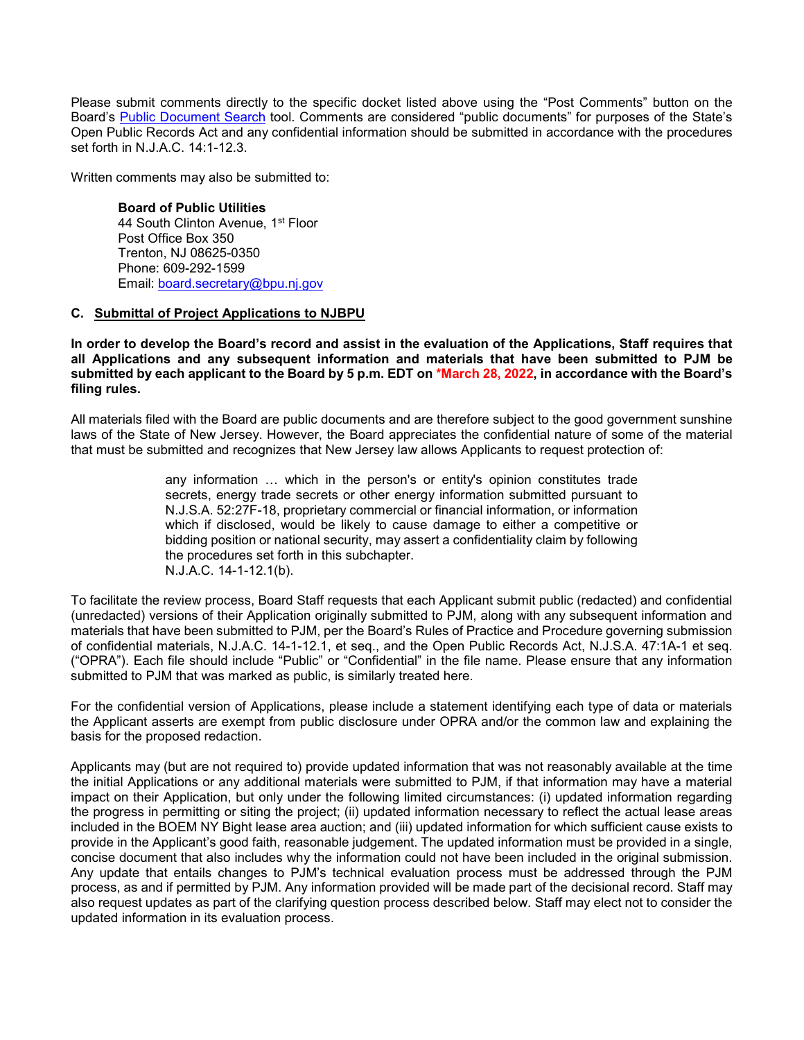Please submit comments directly to the specific docket listed above using the "Post Comments" button on the Board's [Public Document Search](#) tool. Comments are considered "public documents" for purposes of the State's Open Public Records Act and any confidential information should be submitted in accordance with the procedures set forth in N.J.A.C. 14:1-12.3.

Written comments may also be submitted to:

> **Board of Public Utilities**
> 44 South Clinton Avenue, 1st Floor
> Post Office Box 350
> Trenton, NJ 08625-0350
> Phone: 609-292-1599
> Email: [board.secretary@bpu.nj.gov](mailto:board.secretary@bpu.nj.gov)

### C. Submittal of Project Applications to NJBPU

**In order to develop the Board's record and assist in the evaluation of the Applications, Staff requires that all Applications and any subsequent information and materials that have been submitted to PJM be submitted by each applicant to the Board by 5 p.m. EDT on *March 28, 2022, in accordance with the Board's filing rules.**

All materials filed with the Board are public documents and are therefore subject to the good government sunshine laws of the State of New Jersey. However, the Board appreciates the confidential nature of some of the material that must be submitted and recognizes that New Jersey law allows Applicants to request protection of:

> any information … which in the person's or entity's opinion constitutes trade secrets, energy trade secrets or other energy information submitted pursuant to N.J.S.A. 52:27F-18, proprietary commercial or financial information, or information which if disclosed, would be likely to cause damage to either a competitive or bidding position or national security, may assert a confidentiality claim by following the procedures set forth in this subchapter.
> N.J.A.C. 14-1-12.1(b).

To facilitate the review process, Board Staff requests that each Applicant submit public (redacted) and confidential (unredacted) versions of their Application originally submitted to PJM, along with any subsequent information and materials that have been submitted to PJM, per the Board's Rules of Practice and Procedure governing submission of confidential materials, N.J.A.C. 14-1-12.1, et seq., and the Open Public Records Act, N.J.S.A. 47:1A-1 et seq. ("OPRA"). Each file should include "Public" or "Confidential" in the file name. Please ensure that any information submitted to PJM that was marked as public, is similarly treated here.

For the confidential version of Applications, please include a statement identifying each type of data or materials the Applicant asserts are exempt from public disclosure under OPRA and/or the common law and explaining the basis for the proposed redaction.

Applicants may (but are not required to) provide updated information that was not reasonably available at the time the initial Applications or any additional materials were submitted to PJM, if that information may have a material impact on their Application, but only under the following limited circumstances: (i) updated information regarding the progress in permitting or siting the project; (ii) updated information necessary to reflect the actual lease areas included in the BOEM NY Bight lease area auction; and (iii) updated information for which sufficient cause exists to provide in the Applicant's good faith, reasonable judgement. The updated information must be provided in a single, concise document that also includes why the information could not have been included in the original submission. Any update that entails changes to PJM's technical evaluation process must be addressed through the PJM process, as and if permitted by PJM. Any information provided will be made part of the decisional record. Staff may also request updates as part of the clarifying question process described below. Staff may elect not to consider the updated information in its evaluation process.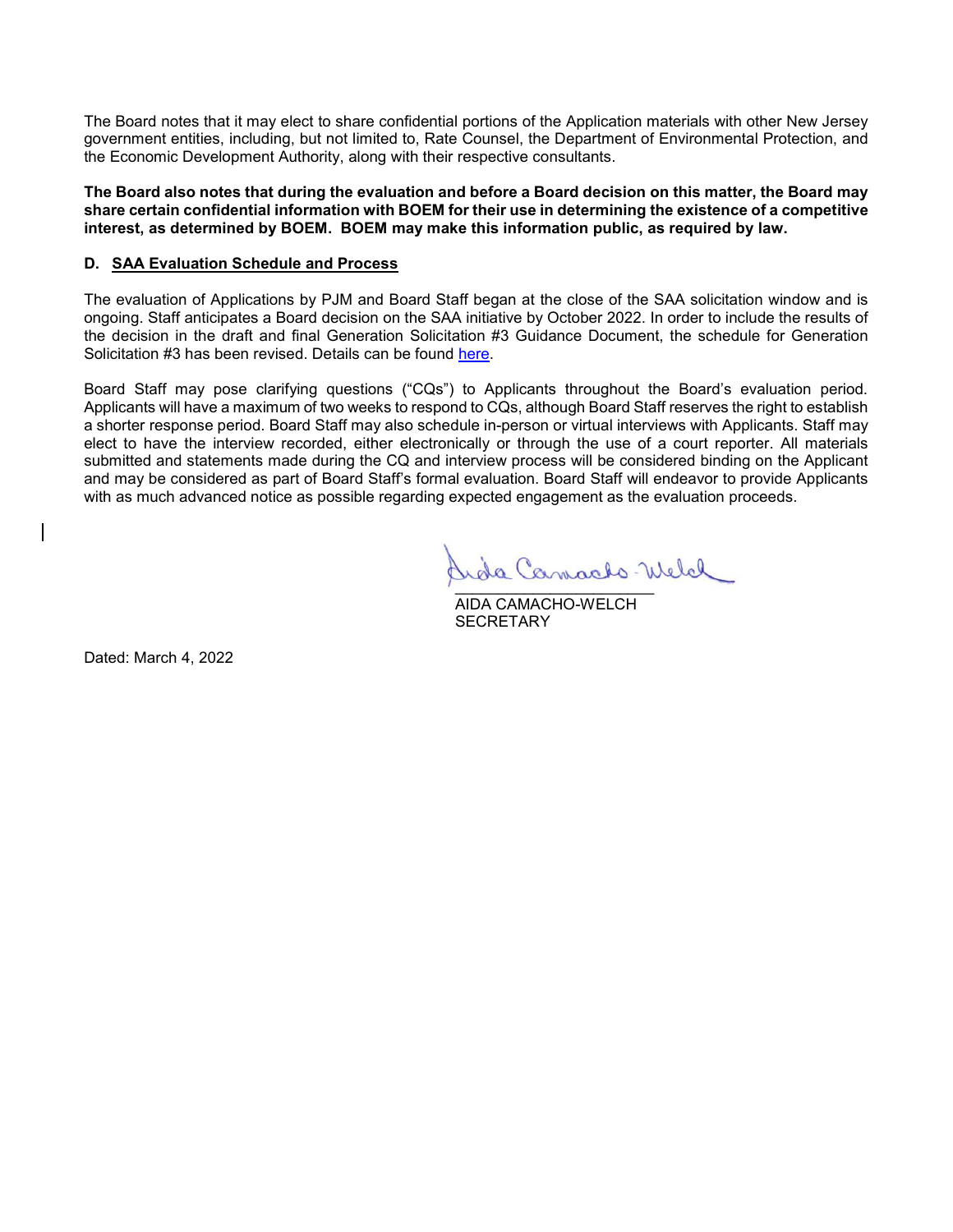The Board notes that it may elect to share confidential portions of the Application materials with other New Jersey government entities, including, but not limited to, Rate Counsel, the Department of Environmental Protection, and the Economic Development Authority, along with their respective consultants.

**The Board also notes that during the evaluation and before a Board decision on this matter, the Board may share certain confidential information with BOEM for their use in determining the existence of a competitive interest, as determined by BOEM. BOEM may make this information public, as required by law.**

### D. SAA Evaluation Schedule and Process

The evaluation of Applications by PJM and Board Staff began at the close of the SAA solicitation window and is ongoing. Staff anticipates a Board decision on the SAA initiative by October 2022. In order to include the results of the decision in the draft and final Generation Solicitation #3 Guidance Document, the schedule for Generation Solicitation #3 has been revised. Details can be found here.

Board Staff may pose clarifying questions ("CQs") to Applicants throughout the Board's evaluation period. Applicants will have a maximum of two weeks to respond to CQs, although Board Staff reserves the right to establish a shorter response period. Board Staff may also schedule in-person or virtual interviews with Applicants. Staff may elect to have the interview recorded, either electronically or through the use of a court reporter. All materials submitted and statements made during the CQ and interview process will be considered binding on the Applicant and may be considered as part of Board Staff's formal evaluation. Board Staff will endeavor to provide Applicants with as much advanced notice as possible regarding expected engagement as the evaluation proceeds.

AIDA CAMACHO-WELCH
SECRETARY

Dated: March 4, 2022